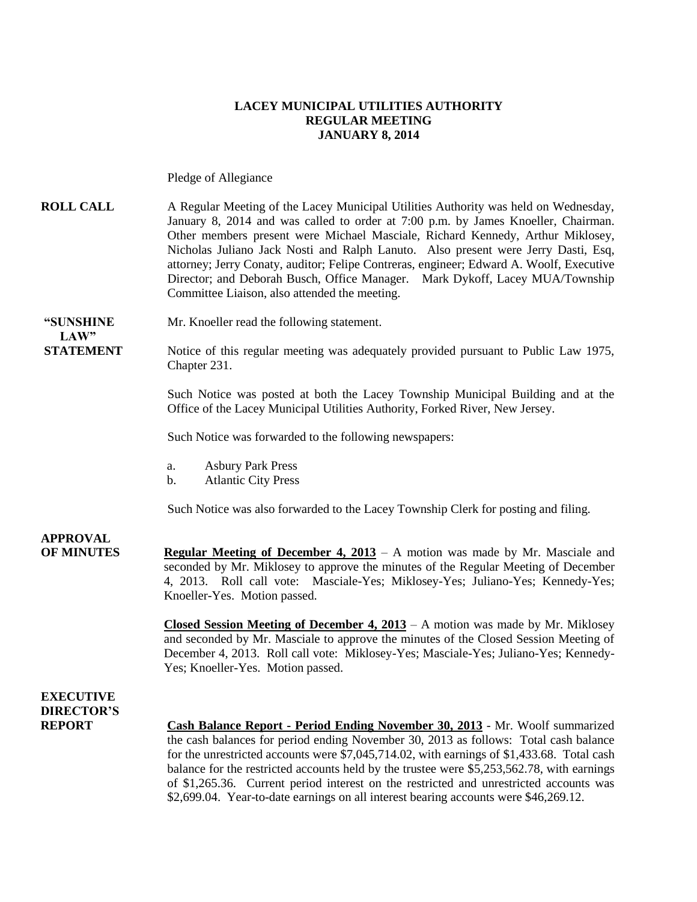**LACEY MUNICIPAL UTILITIES AUTHORITY**
**REGULAR MEETING**
**JANUARY 8, 2014**

Pledge of Allegiance

**ROLL CALL** A Regular Meeting of the Lacey Municipal Utilities Authority was held on Wednesday, January 8, 2014 and was called to order at 7:00 p.m. by James Knoeller, Chairman. Other members present were Michael Masciale, Richard Kennedy, Arthur Miklosey, Nicholas Juliano Jack Nosti and Ralph Lanuto. Also present were Jerry Dasti, Esq, attorney; Jerry Conaty, auditor; Felipe Contreras, engineer; Edward A. Woolf, Executive Director; and Deborah Busch, Office Manager. Mark Dykoff, Lacey MUA/Township Committee Liaison, also attended the meeting.

**"SUNSHINE LAW" STATEMENT** Mr. Knoeller read the following statement.

Notice of this regular meeting was adequately provided pursuant to Public Law 1975, Chapter 231.

Such Notice was posted at both the Lacey Township Municipal Building and at the Office of the Lacey Municipal Utilities Authority, Forked River, New Jersey.

Such Notice was forwarded to the following newspapers:

a. Asbury Park Press
b. Atlantic City Press

Such Notice was also forwarded to the Lacey Township Clerk for posting and filing.

**APPROVAL OF MINUTES** **Regular Meeting of December 4, 2013** – A motion was made by Mr. Masciale and seconded by Mr. Miklosey to approve the minutes of the Regular Meeting of December 4, 2013. Roll call vote: Masciale-Yes; Miklosey-Yes; Juliano-Yes; Kennedy-Yes; Knoeller-Yes. Motion passed.

**Closed Session Meeting of December 4, 2013** – A motion was made by Mr. Miklosey and seconded by Mr. Masciale to approve the minutes of the Closed Session Meeting of December 4, 2013. Roll call vote: Miklosey-Yes; Masciale-Yes; Juliano-Yes; Kennedy-Yes; Knoeller-Yes. Motion passed.

**EXECUTIVE DIRECTOR'S REPORT** **Cash Balance Report - Period Ending November 30, 2013** - Mr. Woolf summarized the cash balances for period ending November 30, 2013 as follows: Total cash balance for the unrestricted accounts were $7,045,714.02, with earnings of $1,433.68. Total cash balance for the restricted accounts held by the trustee were $5,253,562.78, with earnings of $1,265.36. Current period interest on the restricted and unrestricted accounts was $2,699.04. Year-to-date earnings on all interest bearing accounts were $46,269.12.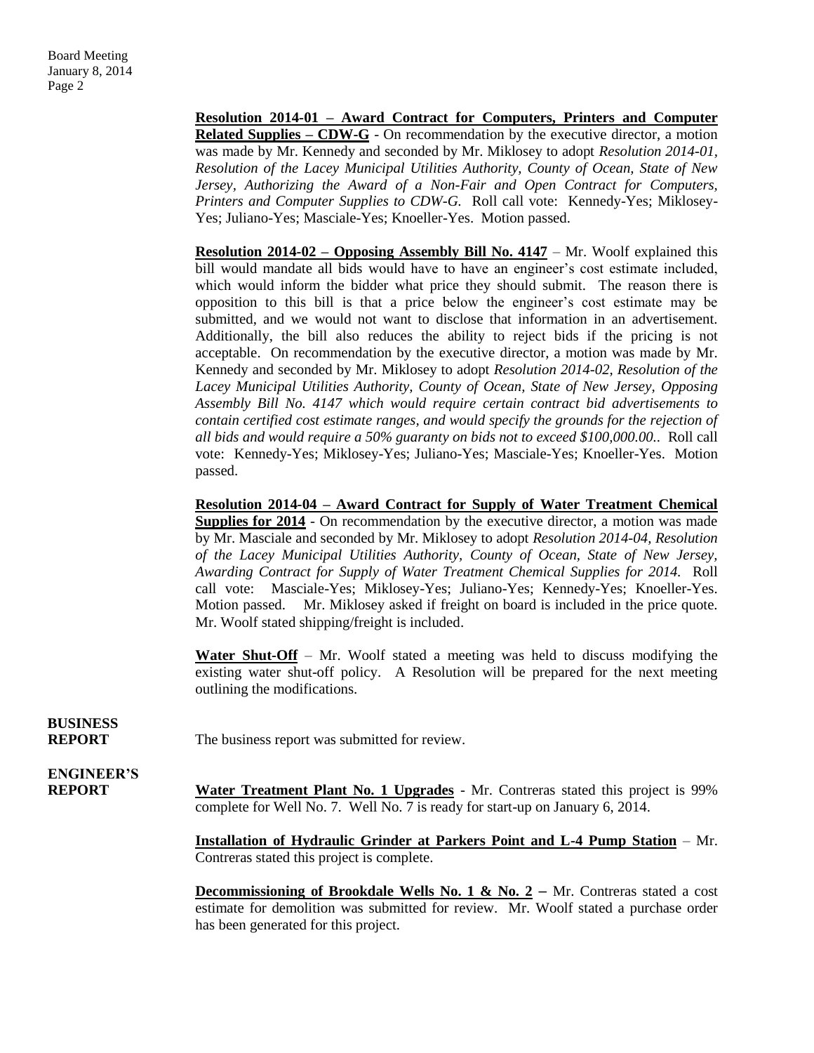**Resolution 2014-01 – Award Contract for Computers, Printers and Computer Related Supplies – CDW-G** - On recommendation by the executive director, a motion was made by Mr. Kennedy and seconded by Mr. Miklosey to adopt *Resolution 2014-01, Resolution of the Lacey Municipal Utilities Authority, County of Ocean, State of New Jersey, Authorizing the Award of a Non-Fair and Open Contract for Computers, Printers and Computer Supplies to CDW-G.* Roll call vote: Kennedy-Yes; Miklosey-Yes; Juliano-Yes; Masciale-Yes; Knoeller-Yes. Motion passed.

**Resolution 2014-02 – Opposing Assembly Bill No. 4147** – Mr. Woolf explained this bill would mandate all bids would have to have an engineer's cost estimate included, which would inform the bidder what price they should submit. The reason there is opposition to this bill is that a price below the engineer's cost estimate may be submitted, and we would not want to disclose that information in an advertisement. Additionally, the bill also reduces the ability to reject bids if the pricing is not acceptable. On recommendation by the executive director, a motion was made by Mr. Kennedy and seconded by Mr. Miklosey to adopt *Resolution 2014-02, Resolution of the Lacey Municipal Utilities Authority, County of Ocean, State of New Jersey, Opposing Assembly Bill No. 4147 which would require certain contract bid advertisements to contain certified cost estimate ranges, and would specify the grounds for the rejection of all bids and would require a 50% guaranty on bids not to exceed $100,000.00..* Roll call vote: Kennedy-Yes; Miklosey-Yes; Juliano-Yes; Masciale-Yes; Knoeller-Yes. Motion passed.

**Resolution 2014-04 – Award Contract for Supply of Water Treatment Chemical Supplies for 2014** - On recommendation by the executive director, a motion was made by Mr. Masciale and seconded by Mr. Miklosey to adopt *Resolution 2014-04, Resolution of the Lacey Municipal Utilities Authority, County of Ocean, State of New Jersey, Awarding Contract for Supply of Water Treatment Chemical Supplies for 2014.* Roll call vote: Masciale-Yes; Miklosey-Yes; Juliano-Yes; Kennedy-Yes; Knoeller-Yes. Motion passed. Mr. Miklosey asked if freight on board is included in the price quote. Mr. Woolf stated shipping/freight is included.

**Water Shut-Off** – Mr. Woolf stated a meeting was held to discuss modifying the existing water shut-off policy. A Resolution will be prepared for the next meeting outlining the modifications.

**BUSINESS REPORT**

The business report was submitted for review.

**ENGINEER'S REPORT**

**Water Treatment Plant No. 1 Upgrades** - Mr. Contreras stated this project is 99% complete for Well No. 7. Well No. 7 is ready for start-up on January 6, 2014.

**Installation of Hydraulic Grinder at Parkers Point and L-4 Pump Station** – Mr. Contreras stated this project is complete.

**Decommissioning of Brookdale Wells No. 1 & No. 2** – Mr. Contreras stated a cost estimate for demolition was submitted for review. Mr. Woolf stated a purchase order has been generated for this project.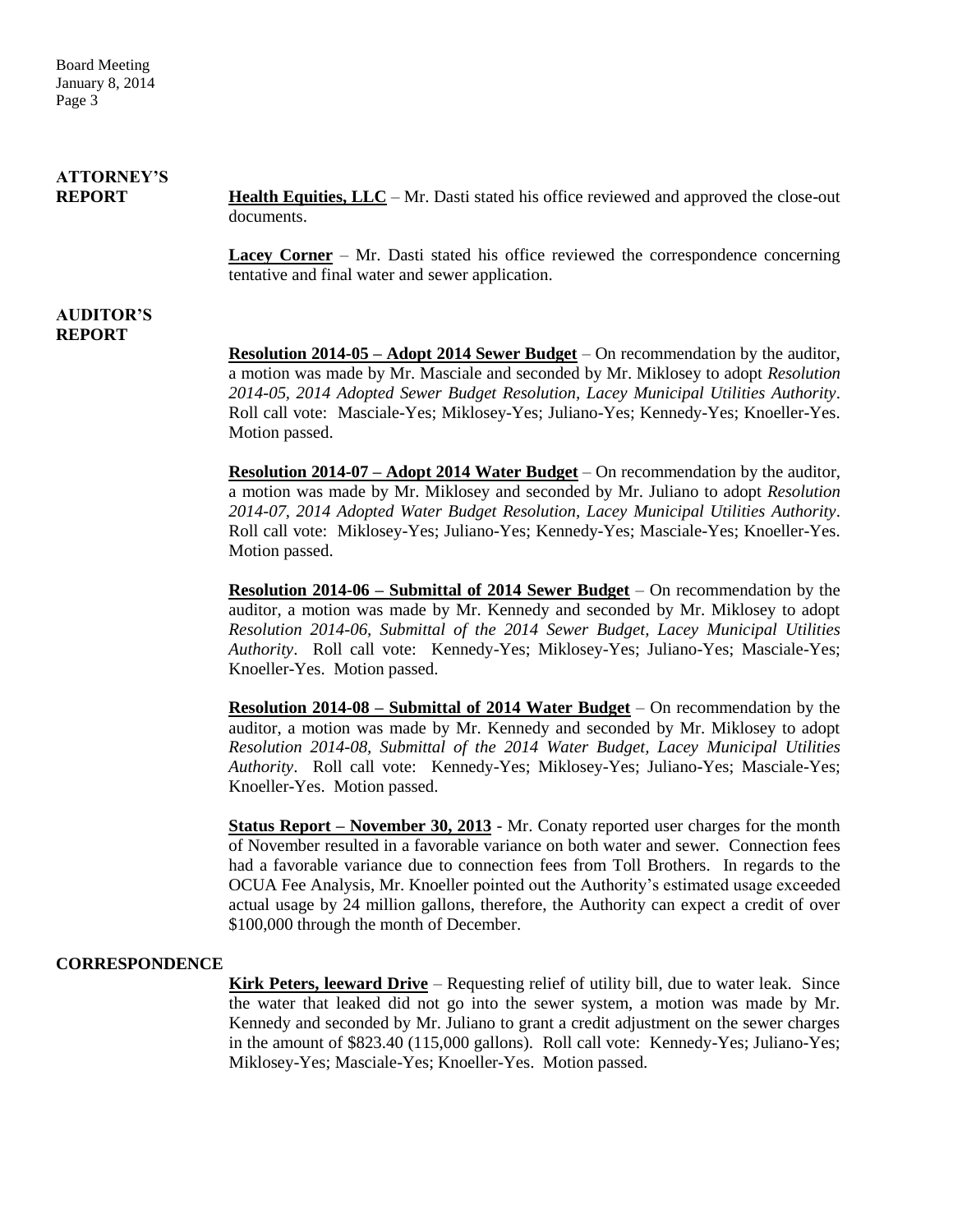## ATTORNEY'S REPORT

**Health Equities, LLC** – Mr. Dasti stated his office reviewed and approved the close-out documents.

**Lacey Corner** – Mr. Dasti stated his office reviewed the correspondence concerning tentative and final water and sewer application.

## AUDITOR'S REPORT

**Resolution 2014-05 – Adopt 2014 Sewer Budget** – On recommendation by the auditor, a motion was made by Mr. Masciale and seconded by Mr. Miklosey to adopt *Resolution 2014-05, 2014 Adopted Sewer Budget Resolution, Lacey Municipal Utilities Authority*. Roll call vote: Masciale-Yes; Miklosey-Yes; Juliano-Yes; Kennedy-Yes; Knoeller-Yes. Motion passed.

**Resolution 2014-07 – Adopt 2014 Water Budget** – On recommendation by the auditor, a motion was made by Mr. Miklosey and seconded by Mr. Juliano to adopt *Resolution 2014-07, 2014 Adopted Water Budget Resolution, Lacey Municipal Utilities Authority*. Roll call vote: Miklosey-Yes; Juliano-Yes; Kennedy-Yes; Masciale-Yes; Knoeller-Yes. Motion passed.

**Resolution 2014-06 – Submittal of 2014 Sewer Budget** – On recommendation by the auditor, a motion was made by Mr. Kennedy and seconded by Mr. Miklosey to adopt *Resolution 2014-06, Submittal of the 2014 Sewer Budget, Lacey Municipal Utilities Authority*. Roll call vote: Kennedy-Yes; Miklosey-Yes; Juliano-Yes; Masciale-Yes; Knoeller-Yes. Motion passed.

**Resolution 2014-08 – Submittal of 2014 Water Budget** – On recommendation by the auditor, a motion was made by Mr. Kennedy and seconded by Mr. Miklosey to adopt *Resolution 2014-08, Submittal of the 2014 Water Budget, Lacey Municipal Utilities Authority*. Roll call vote: Kennedy-Yes; Miklosey-Yes; Juliano-Yes; Masciale-Yes; Knoeller-Yes. Motion passed.

**Status Report – November 30, 2013** - Mr. Conaty reported user charges for the month of November resulted in a favorable variance on both water and sewer. Connection fees had a favorable variance due to connection fees from Toll Brothers. In regards to the OCUA Fee Analysis, Mr. Knoeller pointed out the Authority's estimated usage exceeded actual usage by 24 million gallons, therefore, the Authority can expect a credit of over $100,000 through the month of December.

## CORRESPONDENCE

**Kirk Peters, leeward Drive** – Requesting relief of utility bill, due to water leak. Since the water that leaked did not go into the sewer system, a motion was made by Mr. Kennedy and seconded by Mr. Juliano to grant a credit adjustment on the sewer charges in the amount of $823.40 (115,000 gallons). Roll call vote: Kennedy-Yes; Juliano-Yes; Miklosey-Yes; Masciale-Yes; Knoeller-Yes. Motion passed.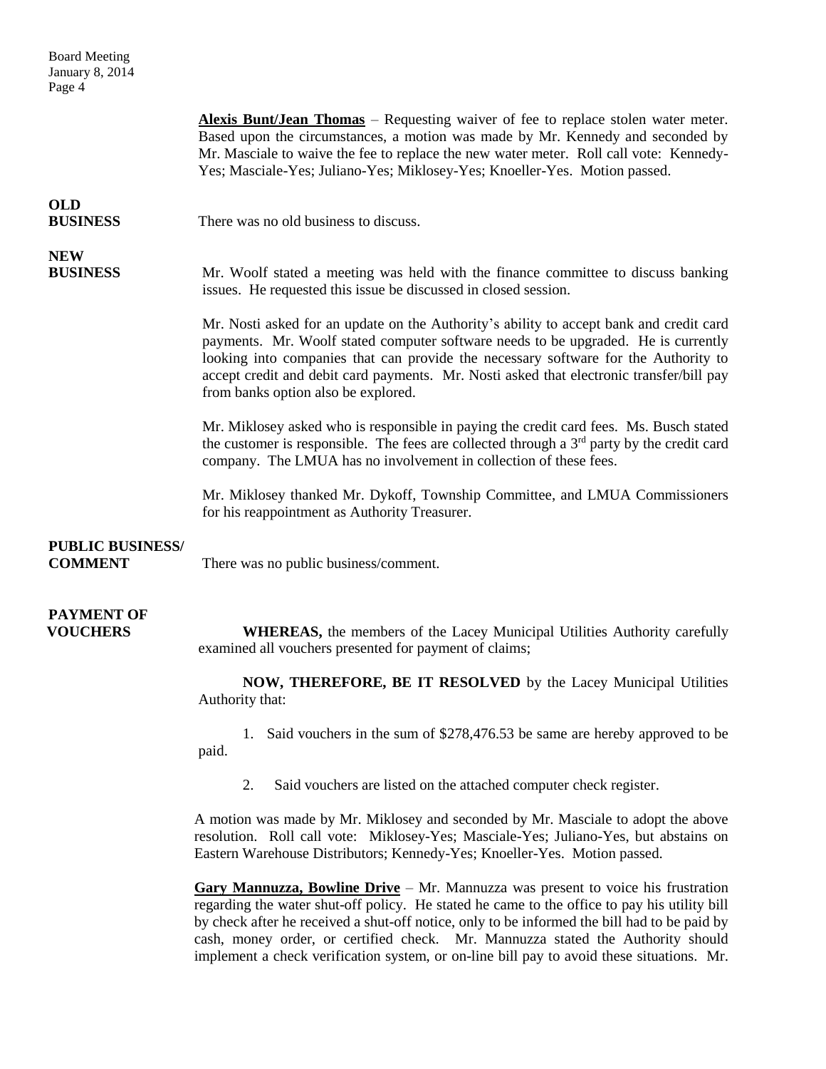**Alexis Bunt/Jean Thomas** – Requesting waiver of fee to replace stolen water meter. Based upon the circumstances, a motion was made by Mr. Kennedy and seconded by Mr. Masciale to waive the fee to replace the new water meter. Roll call vote: Kennedy-Yes; Masciale-Yes; Juliano-Yes; Miklosey-Yes; Knoeller-Yes. Motion passed.

**OLD BUSINESS**

There was no old business to discuss.

**NEW BUSINESS**

Mr. Woolf stated a meeting was held with the finance committee to discuss banking issues. He requested this issue be discussed in closed session.

Mr. Nosti asked for an update on the Authority's ability to accept bank and credit card payments. Mr. Woolf stated computer software needs to be upgraded. He is currently looking into companies that can provide the necessary software for the Authority to accept credit and debit card payments. Mr. Nosti asked that electronic transfer/bill pay from banks option also be explored.

Mr. Miklosey asked who is responsible in paying the credit card fees. Ms. Busch stated the customer is responsible. The fees are collected through a 3rd party by the credit card company. The LMUA has no involvement in collection of these fees.

Mr. Miklosey thanked Mr. Dykoff, Township Committee, and LMUA Commissioners for his reappointment as Authority Treasurer.

**PUBLIC BUSINESS/ COMMENT**

There was no public business/comment.

**PAYMENT OF VOUCHERS**

**WHEREAS,** the members of the Lacey Municipal Utilities Authority carefully examined all vouchers presented for payment of claims;

**NOW, THEREFORE, BE IT RESOLVED** by the Lacey Municipal Utilities Authority that:

1. Said vouchers in the sum of $278,476.53 be same are hereby approved to be paid.
2. Said vouchers are listed on the attached computer check register.

A motion was made by Mr. Miklosey and seconded by Mr. Masciale to adopt the above resolution. Roll call vote: Miklosey-Yes; Masciale-Yes; Juliano-Yes, but abstains on Eastern Warehouse Distributors; Kennedy-Yes; Knoeller-Yes. Motion passed.

**Gary Mannuzza, Bowline Drive** – Mr. Mannuzza was present to voice his frustration regarding the water shut-off policy. He stated he came to the office to pay his utility bill by check after he received a shut-off notice, only to be informed the bill had to be paid by cash, money order, or certified check. Mr. Mannuzza stated the Authority should implement a check verification system, or on-line bill pay to avoid these situations. Mr.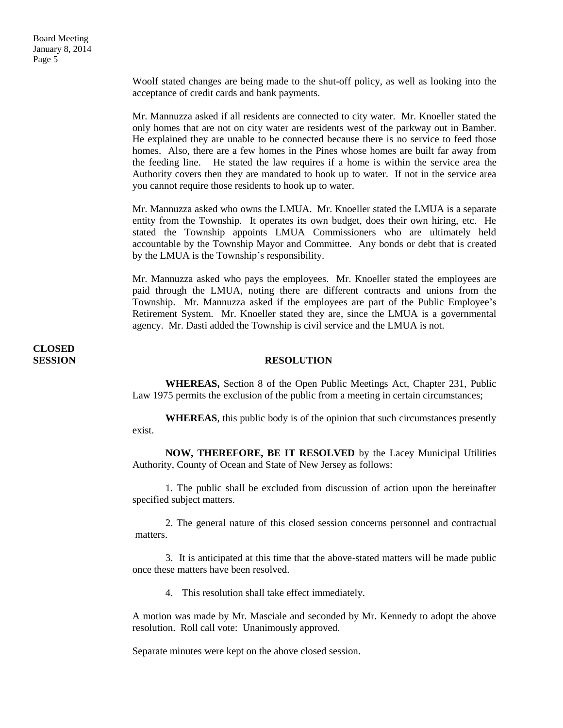Woolf stated changes are being made to the shut-off policy, as well as looking into the acceptance of credit cards and bank payments.

Mr. Mannuzza asked if all residents are connected to city water. Mr. Knoeller stated the only homes that are not on city water are residents west of the parkway out in Bamber. He explained they are unable to be connected because there is no service to feed those homes. Also, there are a few homes in the Pines whose homes are built far away from the feeding line. He stated the law requires if a home is within the service area the Authority covers then they are mandated to hook up to water. If not in the service area you cannot require those residents to hook up to water.

Mr. Mannuzza asked who owns the LMUA. Mr. Knoeller stated the LMUA is a separate entity from the Township. It operates its own budget, does their own hiring, etc. He stated the Township appoints LMUA Commissioners who are ultimately held accountable by the Township Mayor and Committee. Any bonds or debt that is created by the LMUA is the Township's responsibility.

Mr. Mannuzza asked who pays the employees. Mr. Knoeller stated the employees are paid through the LMUA, noting there are different contracts and unions from the Township. Mr. Mannuzza asked if the employees are part of the Public Employee's Retirement System. Mr. Knoeller stated they are, since the LMUA is a governmental agency. Mr. Dasti added the Township is civil service and the LMUA is not.

**CLOSED SESSION**

**RESOLUTION**

**WHEREAS,** Section 8 of the Open Public Meetings Act, Chapter 231, Public Law 1975 permits the exclusion of the public from a meeting in certain circumstances;

**WHEREAS**, this public body is of the opinion that such circumstances presently exist.

**NOW, THEREFORE, BE IT RESOLVED** by the Lacey Municipal Utilities Authority, County of Ocean and State of New Jersey as follows:

1. The public shall be excluded from discussion of action upon the hereinafter specified subject matters.

2. The general nature of this closed session concerns personnel and contractual matters.

3. It is anticipated at this time that the above-stated matters will be made public once these matters have been resolved.

4. This resolution shall take effect immediately.

A motion was made by Mr. Masciale and seconded by Mr. Kennedy to adopt the above resolution. Roll call vote: Unanimously approved.

Separate minutes were kept on the above closed session.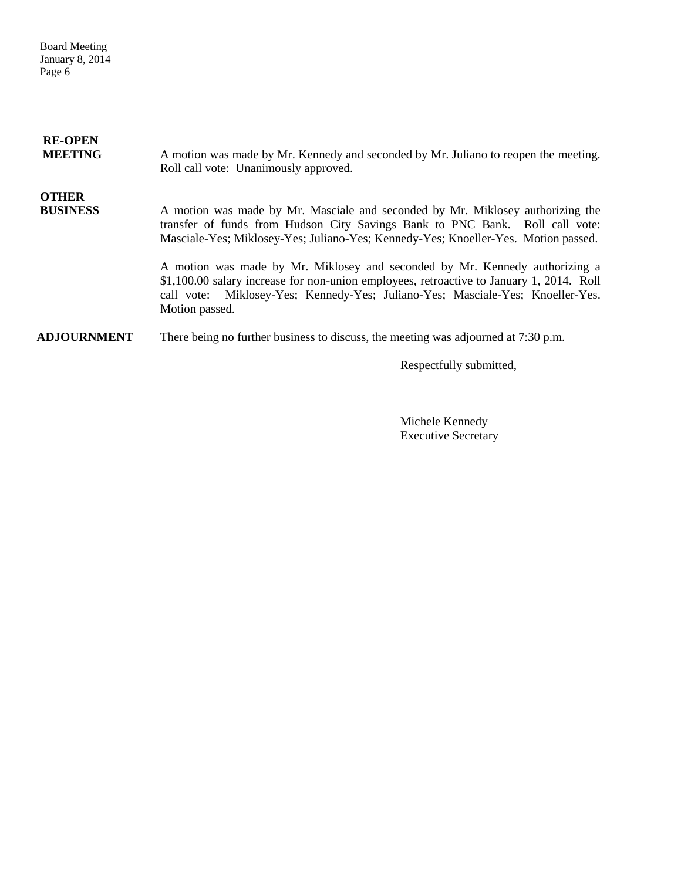**RE-OPEN MEETING**

A motion was made by Mr. Kennedy and seconded by Mr. Juliano to reopen the meeting. Roll call vote: Unanimously approved.

**OTHER BUSINESS**

A motion was made by Mr. Masciale and seconded by Mr. Miklosey authorizing the transfer of funds from Hudson City Savings Bank to PNC Bank. Roll call vote: Masciale-Yes; Miklosey-Yes; Juliano-Yes; Kennedy-Yes; Knoeller-Yes. Motion passed.

A motion was made by Mr. Miklosey and seconded by Mr. Kennedy authorizing a $1,100.00 salary increase for non-union employees, retroactive to January 1, 2014. Roll call vote: Miklosey-Yes; Kennedy-Yes; Juliano-Yes; Masciale-Yes; Knoeller-Yes. Motion passed.

**ADJOURNMENT**

There being no further business to discuss, the meeting was adjourned at 7:30 p.m.

Respectfully submitted,

Michele Kennedy
Executive Secretary